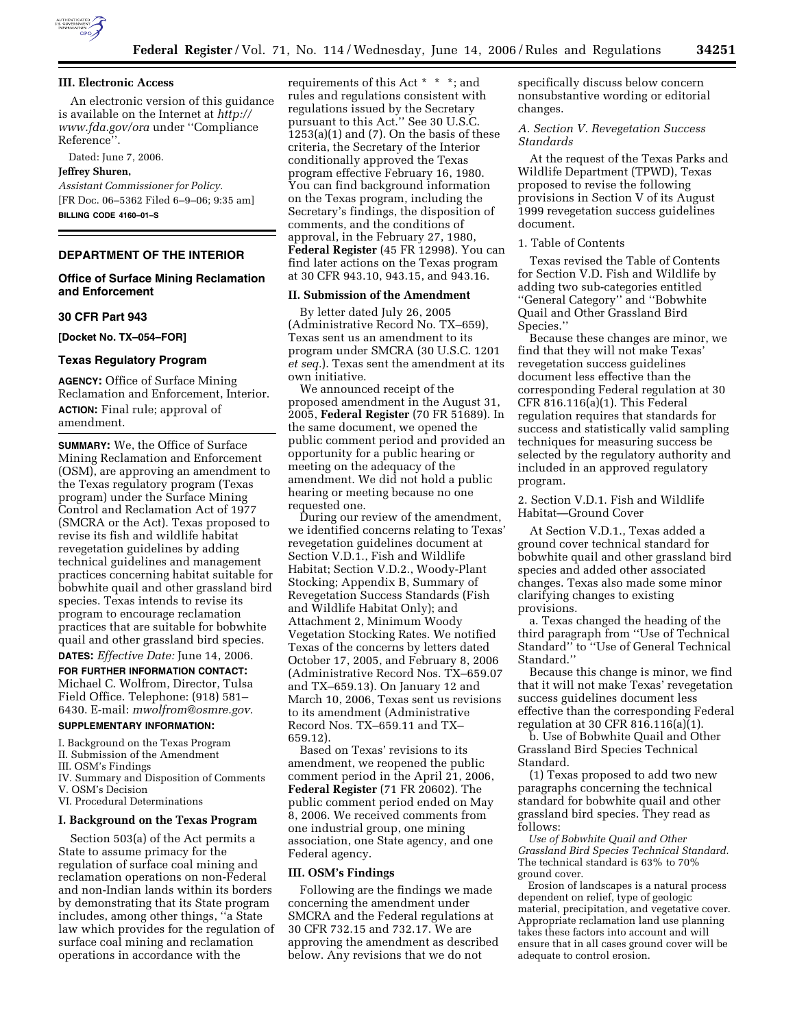## III. Electronic Access

An electronic version of this guidance is available on the Internet at *http://www.fda.gov/ora* under ''Compliance Reference''.

Dated: June 7, 2006.

**Jeffrey Shuren,**

*Assistant Commissioner for Policy.*

[FR Doc. 06–5362 Filed 6–9–06; 9:35 am]

**BILLING CODE 4160–01–S**

---

# DEPARTMENT OF THE INTERIOR

## Office of Surface Mining Reclamation and Enforcement

### 30 CFR Part 943

**[Docket No. TX–054–FOR]**

### Texas Regulatory Program

**AGENCY:** Office of Surface Mining Reclamation and Enforcement, Interior.

**ACTION:** Final rule; approval of amendment.

**SUMMARY:** We, the Office of Surface Mining Reclamation and Enforcement (OSM), are approving an amendment to the Texas regulatory program (Texas program) under the Surface Mining Control and Reclamation Act of 1977 (SMCRA or the Act). Texas proposed to revise its fish and wildlife habitat revegetation guidelines by adding technical guidelines and management practices concerning habitat suitable for bobwhite quail and other grassland bird species. Texas intends to revise its program to encourage reclamation practices that are suitable for bobwhite quail and other grassland bird species.

**DATES:** *Effective Date:* June 14, 2006.

**FOR FURTHER INFORMATION CONTACT:** Michael C. Wolfrom, Director, Tulsa Field Office. Telephone: (918) 581–6430. E-mail: *mwolfrom@osmre.gov.*

**SUPPLEMENTARY INFORMATION:**

I. Background on the Texas Program
II. Submission of the Amendment
III. OSM's Findings
IV. Summary and Disposition of Comments
V. OSM's Decision
VI. Procedural Determinations

## I. Background on the Texas Program

Section 503(a) of the Act permits a State to assume primacy for the regulation of surface coal mining and reclamation operations on non-Federal and non-Indian lands within its borders by demonstrating that its State program includes, among other things, ''a State law which provides for the regulation of surface coal mining and reclamation operations in accordance with the requirements of this Act * * *; and rules and regulations consistent with regulations issued by the Secretary pursuant to this Act.'' See 30 U.S.C. 1253(a)(1) and (7). On the basis of these criteria, the Secretary of the Interior conditionally approved the Texas program effective February 16, 1980. You can find background information on the Texas program, including the Secretary's findings, the disposition of comments, and the conditions of approval, in the February 27, 1980, **Federal Register** (45 FR 12998). You can find later actions on the Texas program at 30 CFR 943.10, 943.15, and 943.16.

## II. Submission of the Amendment

By letter dated July 26, 2005 (Administrative Record No. TX–659), Texas sent us an amendment to its program under SMCRA (30 U.S.C. 1201 *et seq.*). Texas sent the amendment at its own initiative.

We announced receipt of the proposed amendment in the August 31, 2005, **Federal Register** (70 FR 51689). In the same document, we opened the public comment period and provided an opportunity for a public hearing or meeting on the adequacy of the amendment. We did not hold a public hearing or meeting because no one requested one.

During our review of the amendment, we identified concerns relating to Texas' revegetation guidelines document at Section V.D.1., Fish and Wildlife Habitat; Section V.D.2., Woody-Plant Stocking; Appendix B, Summary of Revegetation Success Standards (Fish and Wildlife Habitat Only); and Attachment 2, Minimum Woody Vegetation Stocking Rates. We notified Texas of the concerns by letters dated October 17, 2005, and February 8, 2006 (Administrative Record Nos. TX–659.07 and TX–659.13). On January 12 and March 10, 2006, Texas sent us revisions to its amendment (Administrative Record Nos. TX–659.11 and TX–659.12).

Based on Texas' revisions to its amendment, we reopened the public comment period in the April 21, 2006, **Federal Register** (71 FR 20602). The public comment period ended on May 8, 2006. We received comments from one industrial group, one mining association, one State agency, and one Federal agency.

## III. OSM's Findings

Following are the findings we made concerning the amendment under SMCRA and the Federal regulations at 30 CFR 732.15 and 732.17. We are approving the amendment as described below. Any revisions that we do not specifically discuss below concern nonsubstantive wording or editorial changes.

### *A. Section V. Revegetation Success Standards*

At the request of the Texas Parks and Wildlife Department (TPWD), Texas proposed to revise the following provisions in Section V of its August 1999 revegetation success guidelines document.

1. Table of Contents

Texas revised the Table of Contents for Section V.D. Fish and Wildlife by adding two sub-categories entitled ''General Category'' and ''Bobwhite Quail and Other Grassland Bird Species.''

Because these changes are minor, we find that they will not make Texas' revegetation success guidelines document less effective than the corresponding Federal regulation at 30 CFR 816.116(a)(1). This Federal regulation requires that standards for success and statistically valid sampling techniques for measuring success be selected by the regulatory authority and included in an approved regulatory program.

2. Section V.D.1. Fish and Wildlife Habitat—Ground Cover

At Section V.D.1., Texas added a ground cover technical standard for bobwhite quail and other grassland bird species and added other associated changes. Texas also made some minor clarifying changes to existing provisions.

a. Texas changed the heading of the third paragraph from ''Use of Technical Standard'' to ''Use of General Technical Standard.''

Because this change is minor, we find that it will not make Texas' revegetation success guidelines document less effective than the corresponding Federal regulation at 30 CFR 816.116(a)(1).

b. Use of Bobwhite Quail and Other Grassland Bird Species Technical Standard.

(1) Texas proposed to add two new paragraphs concerning the technical standard for bobwhite quail and other grassland bird species. They read as follows:

*Use of Bobwhite Quail and Other Grassland Bird Species Technical Standard.* The technical standard is 63% to 70% ground cover.

Erosion of landscapes is a natural process dependent on relief, type of geologic material, precipitation, and vegetative cover. Appropriate reclamation land use planning takes these factors into account and will ensure that in all cases ground cover will be adequate to control erosion.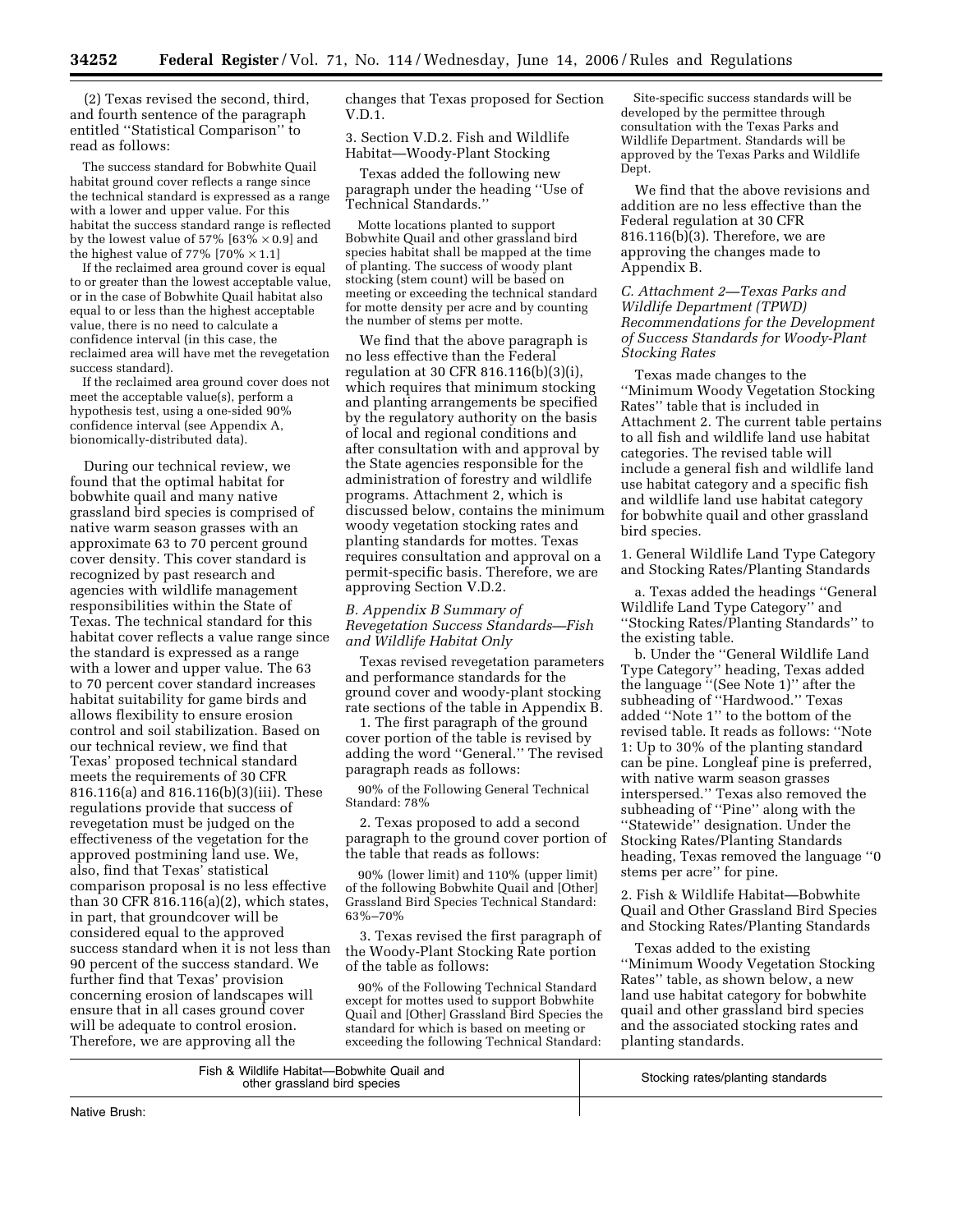(2) Texas revised the second, third, and fourth sentence of the paragraph entitled "Statistical Comparison" to read as follows:

> The success standard for Bobwhite Quail habitat ground cover reflects a range since the technical standard is expressed as a range with a lower and upper value. For this habitat the success standard range is reflected by the lowest value of 57% [63% × 0.9] and the highest value of 77% [70% × 1.1]
>
> If the reclaimed area ground cover is equal to or greater than the lowest acceptable value, or in the case of Bobwhite Quail habitat also equal to or less than the highest acceptable value, there is no need to calculate a confidence interval (in this case, the reclaimed area will have met the revegetation success standard).
>
> If the reclaimed area ground cover does not meet the acceptable value(s), perform a hypothesis test, using a one-sided 90% confidence interval (see Appendix A, bionomically-distributed data).

During our technical review, we found that the optimal habitat for bobwhite quail and many native grassland bird species is comprised of native warm season grasses with an approximate 63 to 70 percent ground cover density. This cover standard is recognized by past research and agencies with wildlife management responsibilities within the State of Texas. The technical standard for this habitat cover reflects a value range since the standard is expressed as a range with a lower and upper value. The 63 to 70 percent cover standard increases habitat suitability for game birds and allows flexibility to ensure erosion control and soil stabilization. Based on our technical review, we find that Texas' proposed technical standard meets the requirements of 30 CFR 816.116(a) and 816.116(b)(3)(iii). These regulations provide that success of revegetation must be judged on the effectiveness of the vegetation for the approved postmining land use. We, also, find that Texas' statistical comparison proposal is no less effective than 30 CFR 816.116(a)(2), which states, in part, that groundcover will be considered equal to the approved success standard when it is not less than 90 percent of the success standard. We further find that Texas' provision concerning erosion of landscapes will ensure that in all cases ground cover will be adequate to control erosion. Therefore, we are approving all the changes that Texas proposed for Section V.D.1.

3. Section V.D.2. Fish and Wildlife Habitat—Woody-Plant Stocking

Texas added the following new paragraph under the heading "Use of Technical Standards."

> Motte locations planted to support Bobwhite Quail and other grassland bird species habitat shall be mapped at the time of planting. The success of woody plant stocking (stem count) will be based on meeting or exceeding the technical standard for motte density per acre and by counting the number of stems per motte.

We find that the above paragraph is no less effective than the Federal regulation at 30 CFR 816.116(b)(3)(i), which requires that minimum stocking and planting arrangements be specified by the regulatory authority on the basis of local and regional conditions and after consultation with and approval by the State agencies responsible for the administration of forestry and wildlife programs. Attachment 2, which is discussed below, contains the minimum woody vegetation stocking rates and planting standards for mottes. Texas requires consultation and approval on a permit-specific basis. Therefore, we are approving Section V.D.2.

### *B. Appendix B Summary of Revegetation Success Standards—Fish and Wildlife Habitat Only*

Texas revised revegetation parameters and performance standards for the ground cover and woody-plant stocking rate sections of the table in Appendix B.

1. The first paragraph of the ground cover portion of the table is revised by adding the word "General." The revised paragraph reads as follows:

> 90% of the Following General Technical Standard: 78%

2. Texas proposed to add a second paragraph to the ground cover portion of the table that reads as follows:

> 90% (lower limit) and 110% (upper limit) of the following Bobwhite Quail and [Other] Grassland Bird Species Technical Standard: 63%–70%

3. Texas revised the first paragraph of the Woody-Plant Stocking Rate portion of the table as follows:

> 90% of the Following Technical Standard except for mottes used to support Bobwhite Quail and [Other] Grassland Bird Species the standard for which is based on meeting or exceeding the following Technical Standard:
>
> Site-specific success standards will be developed by the permittee through consultation with the Texas Parks and Wildlife Department. Standards will be approved by the Texas Parks and Wildlife Dept.

We find that the above revisions and addition are no less effective than the Federal regulation at 30 CFR 816.116(b)(3). Therefore, we are approving the changes made to Appendix B.

### *C. Attachment 2—Texas Parks and Wildlife Department (TPWD) Recommendations for the Development of Success Standards for Woody-Plant Stocking Rates*

Texas made changes to the "Minimum Woody Vegetation Stocking Rates" table that is included in Attachment 2. The current table pertains to all fish and wildlife land use habitat categories. The revised table will include a general fish and wildlife land use habitat category and a specific fish and wildlife land use habitat category for bobwhite quail and other grassland bird species.

1. General Wildlife Land Type Category and Stocking Rates/Planting Standards

a. Texas added the headings "General Wildlife Land Type Category" and "Stocking Rates/Planting Standards" to the existing table.

b. Under the "General Wildlife Land Type Category" heading, Texas added the language "(See Note 1)" after the subheading of "Hardwood." Texas added "Note 1" to the bottom of the revised table. It reads as follows: "Note 1: Up to 30% of the planting standard can be pine. Longleaf pine is preferred, with native warm season grasses interspersed." Texas also removed the subheading of "Pine" along with the "Statewide" designation. Under the Stocking Rates/Planting Standards heading, Texas removed the language "0 stems per acre" for pine.

2. Fish & Wildlife Habitat—Bobwhite Quail and Other Grassland Bird Species and Stocking Rates/Planting Standards

Texas added to the existing "Minimum Woody Vegetation Stocking Rates" table, as shown below, a new land use habitat category for bobwhite quail and other grassland bird species and the associated stocking rates and planting standards.

| Fish & Wildlife Habitat—Bobwhite Quail and other grassland bird species | Stocking rates/planting standards |
|---|---|
| Native Brush: | |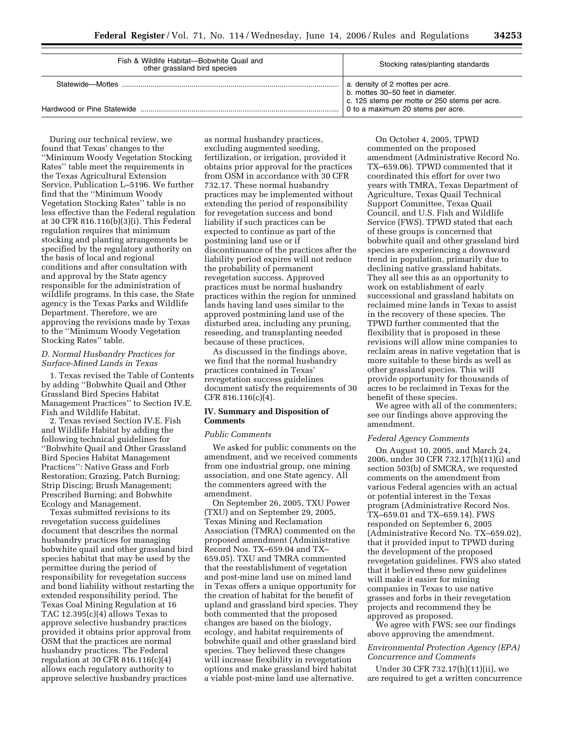| Fish & Wildlife Habitat—Bobwhite Quail and other grassland bird species | Stocking rates/planting standards |
| --- | --- |
| Statewide—Mottes | a. density of 2 mottes per acre.<br>b. mottes 30–50 feet in diameter.<br>c. 125 stems per motte or 250 stems per acre. |
| Hardwood or Pine Statewide | 0 to a maximum 20 stems per acre. |

During our technical review, we found that Texas' changes to the ''Minimum Woody Vegetation Stocking Rates'' table meet the requirements in the Texas Agricultural Extension Service, Publication L–5196. We further find that the ''Minimum Woody Vegetation Stocking Rates'' table is no less effective than the Federal regulation at 30 CFR 816.116(b)(3)(i). This Federal regulation requires that minimum stocking and planting arrangements be specified by the regulatory authority on the basis of local and regional conditions and after consultation with and approval by the State agency responsible for the administration of wildlife programs. In this case, the State agency is the Texas Parks and Wildlife Department. Therefore, we are approving the revisions made by Texas to the ''Minimum Woody Vegetation Stocking Rates'' table.

### *D. Normal Husbandry Practices for Surface-Mined Lands in Texas*

1. Texas revised the Table of Contents by adding ''Bobwhite Quail and Other Grassland Bird Species Habitat Management Practices'' to Section IV.E. Fish and Wildlife Habitat.

2. Texas revised Section IV.E. Fish and Wildlife Habitat by adding the following technical guidelines for ''Bobwhite Quail and Other Grassland Bird Species Habitat Management Practices'': Native Grass and Forb Restoration; Grazing, Patch Burning; Strip Discing; Brush Management; Prescribed Burning; and Bobwhite Ecology and Management.

Texas submitted revisions to its revegetation success guidelines document that describes the normal husbandry practices for managing bobwhite quail and other grassland bird species habitat that may be used by the permittee during the period of responsibility for revegetation success and bond liability without restarting the extended responsibility period. The Texas Coal Mining Regulation at 16 TAC 12.395(c)(4) allows Texas to approve selective husbandry practices provided it obtains prior approval from OSM that the practices are normal husbandry practices. The Federal regulation at 30 CFR 816.116(c)(4) allows each regulatory authority to approve selective husbandry practices as normal husbandry practices, excluding augmented seeding, fertilization, or irrigation, provided it obtains prior approval for the practices from OSM in accordance with 30 CFR 732.17. These normal husbandry practices may be implemented without extending the period of responsibility for revegetation success and bond liability if such practices can be expected to continue as part of the postmining land use or if discontinuance of the practices after the liability period expires will not reduce the probability of permanent revegetation success. Approved practices must be normal husbandry practices within the region for unmined lands having land uses similar to the approved postmining land use of the disturbed area, including any pruning, reseeding, and transplanting needed because of these practices.

As discussed in the findings above, we find that the normal husbandry practices contained in Texas' revegetation success guidelines document satisfy the requirements of 30 CFR 816.116(c)(4).

## IV. Summary and Disposition of Comments

### *Public Comments*

We asked for public comments on the amendment, and we received comments from one industrial group, one mining association, and one State agency. All the commenters agreed with the amendment.

On September 26, 2005, TXU Power (TXU) and on September 29, 2005, Texas Mining and Reclamation Association (TMRA) commented on the proposed amendment (Administrative Record Nos. TX–659.04 and TX–659.05). TXU and TMRA commented that the reestablishment of vegetation and post-mine land use on mined land in Texas offers a unique opportunity for the creation of habitat for the benefit of upland and grassland bird species. They both commented that the proposed changes are based on the biology, ecology, and habitat requirements of bobwhite quail and other grassland bird species. They believed these changes will increase flexibility in revegetation options and make grassland bird habitat a viable post-mine land use alternative.

On October 4, 2005, TPWD commented on the proposed amendment (Administrative Record No. TX–659.06). TPWD commented that it coordinated this effort for over two years with TMRA, Texas Department of Agriculture, Texas Quail Technical Support Committee, Texas Quail Council, and U.S. Fish and Wildlife Service (FWS). TPWD stated that each of these groups is concerned that bobwhite quail and other grassland bird species are experiencing a downward trend in population, primarily due to declining native grassland habitats. They all see this as an opportunity to work on establishment of early successional and grassland habitats on reclaimed mine lands in Texas to assist in the recovery of these species. The TPWD further commented that the flexibility that is proposed in these revisions will allow mine companies to reclaim areas in native vegetation that is more suitable to these birds as well as other grassland species. This will provide opportunity for thousands of acres to be reclaimed in Texas for the benefit of these species.

We agree with all of the commenters; see our findings above approving the amendment.

### *Federal Agency Comments*

On August 10, 2005, and March 24, 2006, under 30 CFR 732.17(h)(11)(i) and section 503(b) of SMCRA, we requested comments on the amendment from various Federal agencies with an actual or potential interest in the Texas program (Administrative Record Nos. TX–659.01 and TX–659.14). FWS responded on September 6, 2005 (Administrative Record No. TX–659.02), that it provided input to TPWD during the development of the proposed revegetation guidelines. FWS also stated that it believed these new guidelines will make it easier for mining companies in Texas to use native grasses and forbs in their revegetation projects and recommend they be approved as proposed.

We agree with FWS; see our findings above approving the amendment.

### *Environmental Protection Agency (EPA) Concurrence and Comments*

Under 30 CFR 732.17(h)(11)(ii), we are required to get a written concurrence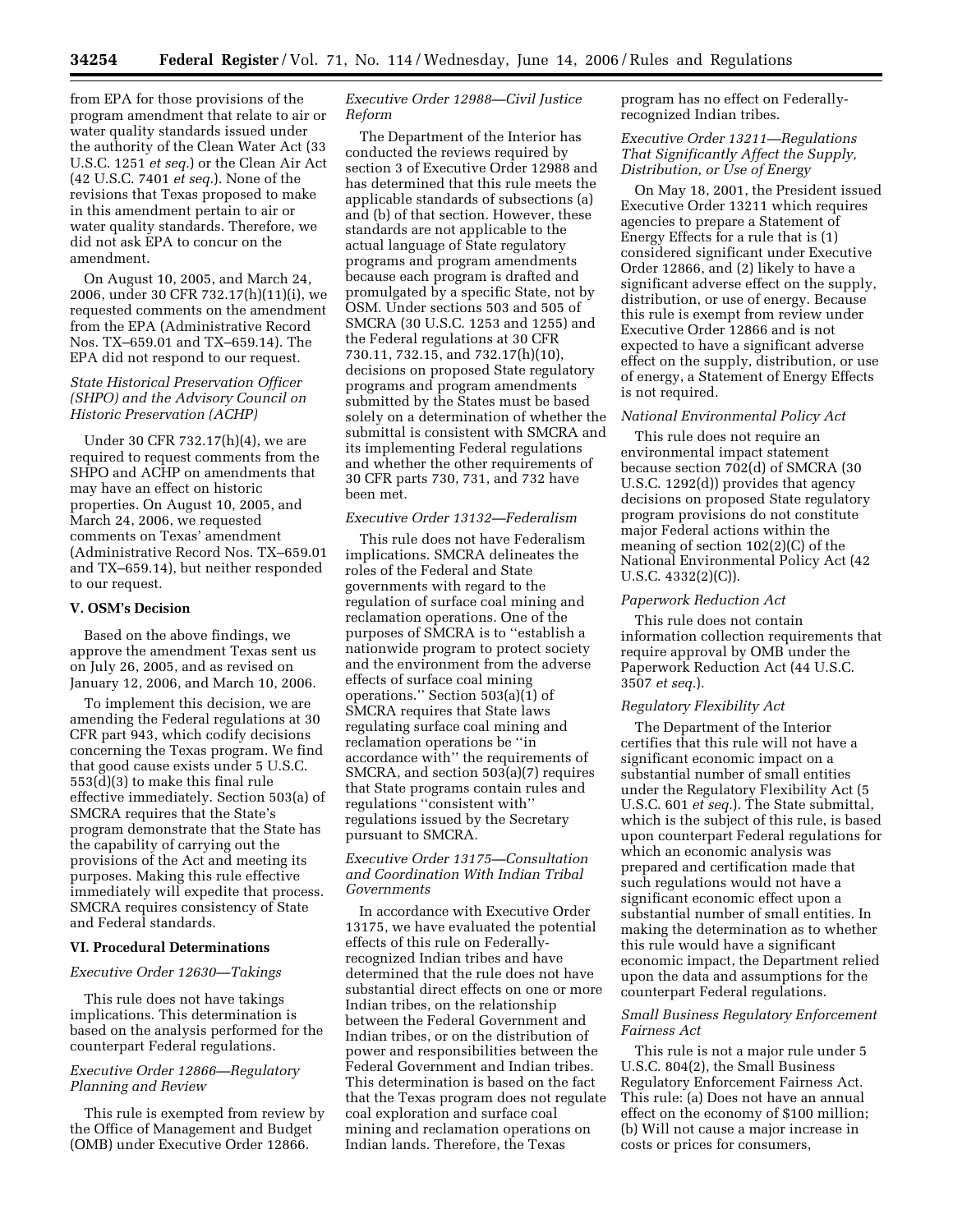from EPA for those provisions of the program amendment that relate to air or water quality standards issued under the authority of the Clean Water Act (33 U.S.C. 1251 *et seq.*) or the Clean Air Act (42 U.S.C. 7401 *et seq.*). None of the revisions that Texas proposed to make in this amendment pertain to air or water quality standards. Therefore, we did not ask EPA to concur on the amendment.

On August 10, 2005, and March 24, 2006, under 30 CFR 732.17(h)(11)(i), we requested comments on the amendment from the EPA (Administrative Record Nos. TX–659.01 and TX–659.14). The EPA did not respond to our request.

*State Historical Preservation Officer (SHPO) and the Advisory Council on Historic Preservation (ACHP)*

Under 30 CFR 732.17(h)(4), we are required to request comments from the SHPO and ACHP on amendments that may have an effect on historic properties. On August 10, 2005, and March 24, 2006, we requested comments on Texas' amendment (Administrative Record Nos. TX–659.01 and TX–659.14), but neither responded to our request.

**V. OSM's Decision**

Based on the above findings, we approve the amendment Texas sent us on July 26, 2005, and as revised on January 12, 2006, and March 10, 2006.

To implement this decision, we are amending the Federal regulations at 30 CFR part 943, which codify decisions concerning the Texas program. We find that good cause exists under 5 U.S.C. 553(d)(3) to make this final rule effective immediately. Section 503(a) of SMCRA requires that the State's program demonstrate that the State has the capability of carrying out the provisions of the Act and meeting its purposes. Making this rule effective immediately will expedite that process. SMCRA requires consistency of State and Federal standards.

**VI. Procedural Determinations**

*Executive Order 12630—Takings*

This rule does not have takings implications. This determination is based on the analysis performed for the counterpart Federal regulations.

*Executive Order 12866—Regulatory Planning and Review*

This rule is exempted from review by the Office of Management and Budget (OMB) under Executive Order 12866.

*Executive Order 12988—Civil Justice Reform*

The Department of the Interior has conducted the reviews required by section 3 of Executive Order 12988 and has determined that this rule meets the applicable standards of subsections (a) and (b) of that section. However, these standards are not applicable to the actual language of State regulatory programs and program amendments because each program is drafted and promulgated by a specific State, not by OSM. Under sections 503 and 505 of SMCRA (30 U.S.C. 1253 and 1255) and the Federal regulations at 30 CFR 730.11, 732.15, and 732.17(h)(10), decisions on proposed State regulatory programs and program amendments submitted by the States must be based solely on a determination of whether the submittal is consistent with SMCRA and its implementing Federal regulations and whether the other requirements of 30 CFR parts 730, 731, and 732 have been met.

*Executive Order 13132—Federalism*

This rule does not have Federalism implications. SMCRA delineates the roles of the Federal and State governments with regard to the regulation of surface coal mining and reclamation operations. One of the purposes of SMCRA is to ''establish a nationwide program to protect society and the environment from the adverse effects of surface coal mining operations.'' Section 503(a)(1) of SMCRA requires that State laws regulating surface coal mining and reclamation operations be ''in accordance with'' the requirements of SMCRA, and section 503(a)(7) requires that State programs contain rules and regulations ''consistent with'' regulations issued by the Secretary pursuant to SMCRA.

*Executive Order 13175—Consultation and Coordination With Indian Tribal Governments*

In accordance with Executive Order 13175, we have evaluated the potential effects of this rule on Federally-recognized Indian tribes and have determined that the rule does not have substantial direct effects on one or more Indian tribes, on the relationship between the Federal Government and Indian tribes, or on the distribution of power and responsibilities between the Federal Government and Indian tribes. This determination is based on the fact that the Texas program does not regulate coal exploration and surface coal mining and reclamation operations on Indian lands. Therefore, the Texas program has no effect on Federally-recognized Indian tribes.

*Executive Order 13211—Regulations That Significantly Affect the Supply, Distribution, or Use of Energy*

On May 18, 2001, the President issued Executive Order 13211 which requires agencies to prepare a Statement of Energy Effects for a rule that is (1) considered significant under Executive Order 12866, and (2) likely to have a significant adverse effect on the supply, distribution, or use of energy. Because this rule is exempt from review under Executive Order 12866 and is not expected to have a significant adverse effect on the supply, distribution, or use of energy, a Statement of Energy Effects is not required.

*National Environmental Policy Act*

This rule does not require an environmental impact statement because section 702(d) of SMCRA (30 U.S.C. 1292(d)) provides that agency decisions on proposed State regulatory program provisions do not constitute major Federal actions within the meaning of section 102(2)(C) of the National Environmental Policy Act (42 U.S.C. 4332(2)(C)).

*Paperwork Reduction Act*

This rule does not contain information collection requirements that require approval by OMB under the Paperwork Reduction Act (44 U.S.C. 3507 *et seq.*).

*Regulatory Flexibility Act*

The Department of the Interior certifies that this rule will not have a significant economic impact on a substantial number of small entities under the Regulatory Flexibility Act (5 U.S.C. 601 *et seq.*). The State submittal, which is the subject of this rule, is based upon counterpart Federal regulations for which an economic analysis was prepared and certification made that such regulations would not have a significant economic effect upon a substantial number of small entities. In making the determination as to whether this rule would have a significant economic impact, the Department relied upon the data and assumptions for the counterpart Federal regulations.

*Small Business Regulatory Enforcement Fairness Act*

This rule is not a major rule under 5 U.S.C. 804(2), the Small Business Regulatory Enforcement Fairness Act. This rule: (a) Does not have an annual effect on the economy of $100 million; (b) Will not cause a major increase in costs or prices for consumers,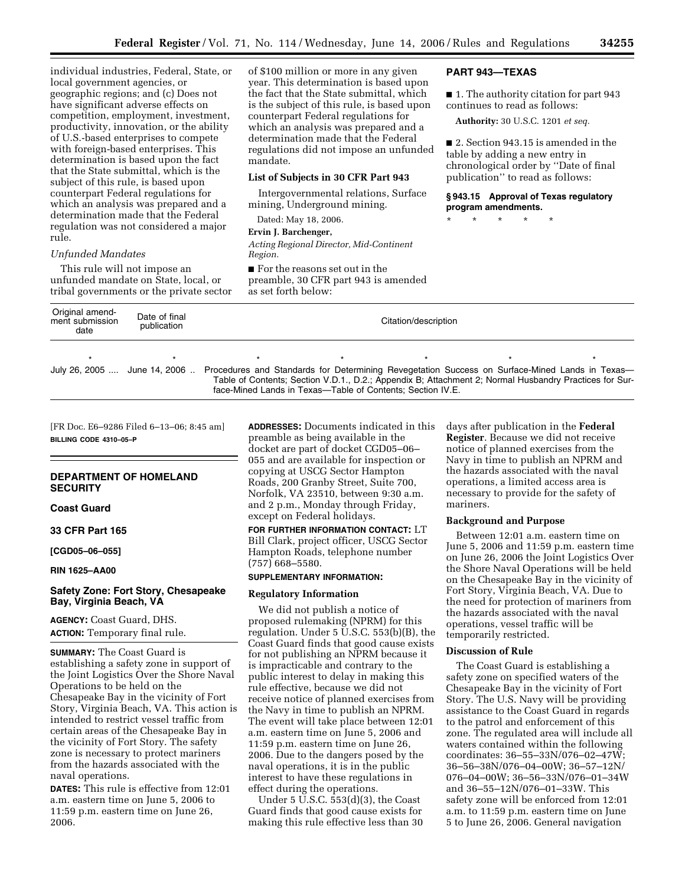individual industries, Federal, State, or local government agencies, or geographic regions; and (c) Does not have significant adverse effects on competition, employment, investment, productivity, innovation, or the ability of U.S.-based enterprises to compete with foreign-based enterprises. This determination is based upon the fact that the State submittal, which is the subject of this rule, is based upon counterpart Federal regulations for which an analysis was prepared and a determination made that the Federal regulation was not considered a major rule.

*Unfunded Mandates*

This rule will not impose an unfunded mandate on State, local, or tribal governments or the private sector of $100 million or more in any given year. This determination is based upon the fact that the State submittal, which is the subject of this rule, is based upon counterpart Federal regulations for which an analysis was prepared and a determination made that the Federal regulations did not impose an unfunded mandate.

**List of Subjects in 30 CFR Part 943**

Intergovernmental relations, Surface mining, Underground mining.

Dated: May 18, 2006.

**Ervin J. Barchenger,**

*Acting Regional Director, Mid-Continent Region.*

■ For the reasons set out in the preamble, 30 CFR part 943 is amended as set forth below:

**PART 943—TEXAS**

■ 1. The authority citation for part 943 continues to read as follows:

**Authority:** 30 U.S.C. 1201 *et seq.*

■ 2. Section 943.15 is amended in the table by adding a new entry in chronological order by ''Date of final publication'' to read as follows:

**§ 943.15 Approval of Texas regulatory program amendments.**

\* \* \* \* \*

| Original amendment submission date | Date of final publication | Citation/description |
|---|---|---|
| * | * | * * * * * |
| July 26, 2005 .... | June 14, 2006 .. | Procedures and Standards for Determining Revegetation Success on Surface-Mined Lands in Texas—Table of Contents; Section V.D.1., D.2.; Appendix B; Attachment 2; Normal Husbandry Practices for Surface-Mined Lands in Texas—Table of Contents; Section IV.E. |

[FR Doc. E6–9286 Filed 6–13–06; 8:45 am]

**BILLING CODE 4310–05–P**

## DEPARTMENT OF HOMELAND SECURITY

### Coast Guard

### 33 CFR Part 165

**[CGD05–06–055]**

**RIN 1625–AA00**

### Safety Zone: Fort Story, Chesapeake Bay, Virginia Beach, VA

**AGENCY:** Coast Guard, DHS.

**ACTION:** Temporary final rule.

**SUMMARY:** The Coast Guard is establishing a safety zone in support of the Joint Logistics Over the Shore Naval Operations to be held on the Chesapeake Bay in the vicinity of Fort Story, Virginia Beach, VA. This action is intended to restrict vessel traffic from certain areas of the Chesapeake Bay in the vicinity of Fort Story. The safety zone is necessary to protect mariners from the hazards associated with the naval operations.

**DATES:** This rule is effective from 12:01 a.m. eastern time on June 5, 2006 to 11:59 p.m. eastern time on June 26, 2006.

**ADDRESSES:** Documents indicated in this preamble as being available in the docket are part of docket CGD05–06–055 and are available for inspection or copying at USCG Sector Hampton Roads, 200 Granby Street, Suite 700, Norfolk, VA 23510, between 9:30 a.m. and 2 p.m., Monday through Friday, except on Federal holidays.

**FOR FURTHER INFORMATION CONTACT:** LT Bill Clark, project officer, USCG Sector Hampton Roads, telephone number (757) 668–5580.

**SUPPLEMENTARY INFORMATION:**

**Regulatory Information**

We did not publish a notice of proposed rulemaking (NPRM) for this regulation. Under 5 U.S.C. 553(b)(B), the Coast Guard finds that good cause exists for not publishing an NPRM because it is impracticable and contrary to the public interest to delay in making this rule effective, because we did not receive notice of planned exercises from the Navy in time to publish an NPRM. The event will take place between 12:01 a.m. eastern time on June 5, 2006 and 11:59 p.m. eastern time on June 26, 2006. Due to the dangers posed by the naval operations, it is in the public interest to have these regulations in effect during the operations.

Under 5 U.S.C. 553(d)(3), the Coast Guard finds that good cause exists for making this rule effective less than 30 days after publication in the **Federal Register**. Because we did not receive notice of planned exercises from the Navy in time to publish an NPRM and the hazards associated with the naval operations, a limited access area is necessary to provide for the safety of mariners.

**Background and Purpose**

Between 12:01 a.m. eastern time on June 5, 2006 and 11:59 p.m. eastern time on June 26, 2006 the Joint Logistics Over the Shore Naval Operations will be held on the Chesapeake Bay in the vicinity of Fort Story, Virginia Beach, VA. Due to the need for protection of mariners from the hazards associated with the naval operations, vessel traffic will be temporarily restricted.

**Discussion of Rule**

The Coast Guard is establishing a safety zone on specified waters of the Chesapeake Bay in the vicinity of Fort Story. The U.S. Navy will be providing assistance to the Coast Guard in regards to the patrol and enforcement of this zone. The regulated area will include all waters contained within the following coordinates: 36–55–33N/076–02–47W; 36–56–38N/076–04–00W; 36–57–12N/076–04–00W; 36–56–33N/076–01–34W and 36–55–12N/076–01–33W. This safety zone will be enforced from 12:01 a.m. to 11:59 p.m. eastern time on June 5 to June 26, 2006. General navigation